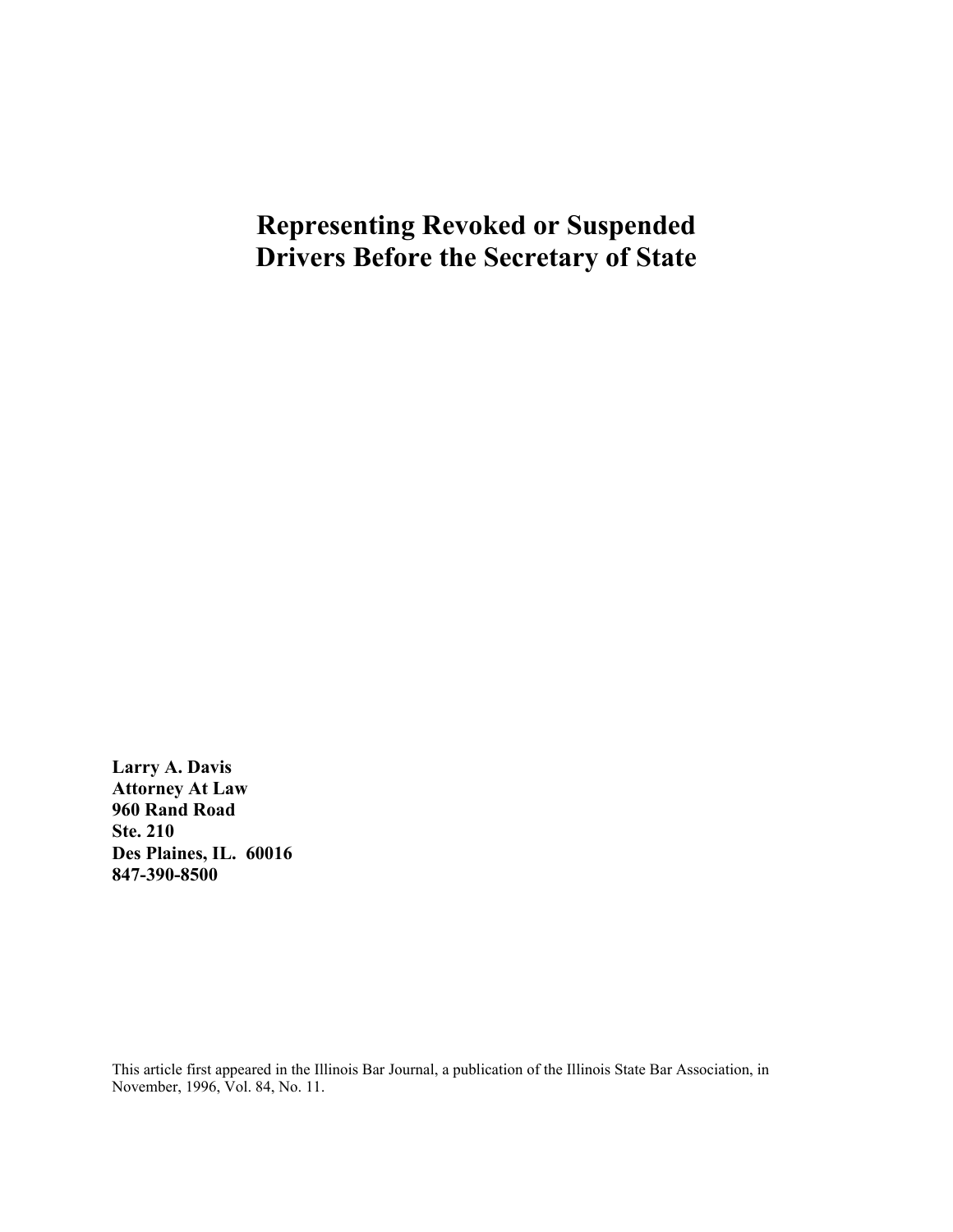# Representing Revoked or Suspended Drivers Before the Secretary of State

**Larry A. Davis**
**Attorney At Law**
**960 Rand Road**
**Ste. 210**
**Des Plaines, IL. 60016**
**847-390-8500**

This article first appeared in the Illinois Bar Journal, a publication of the Illinois State Bar Association, in November, 1996, Vol. 84, No. 11.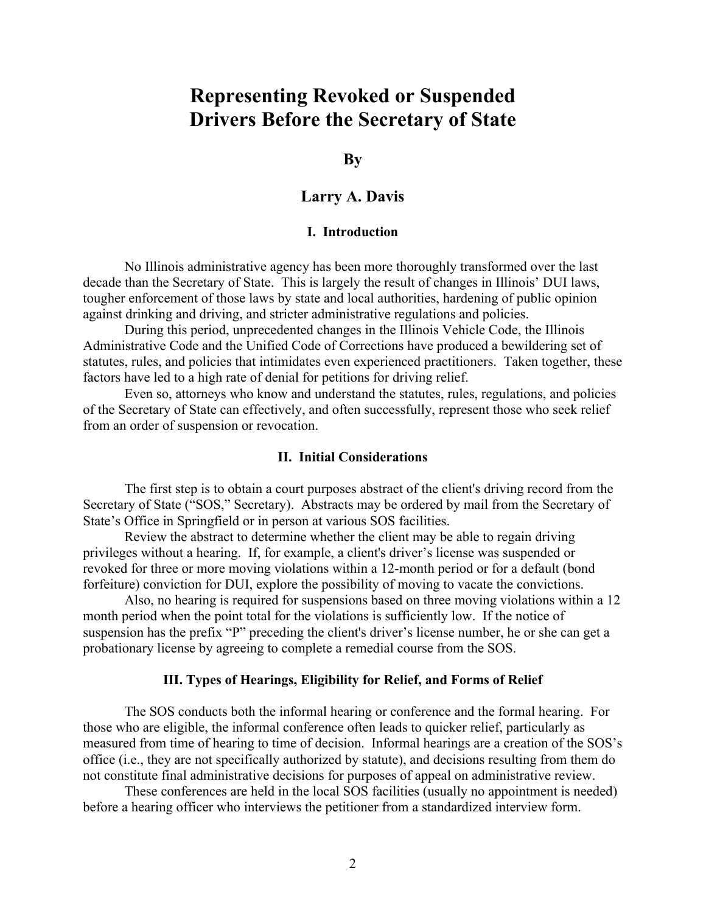# Representing Revoked or Suspended Drivers Before the Secretary of State

**By**

**Larry A. Davis**

### I. Introduction

No Illinois administrative agency has been more thoroughly transformed over the last decade than the Secretary of State. This is largely the result of changes in Illinois' DUI laws, tougher enforcement of those laws by state and local authorities, hardening of public opinion against drinking and driving, and stricter administrative regulations and policies.

During this period, unprecedented changes in the Illinois Vehicle Code, the Illinois Administrative Code and the Unified Code of Corrections have produced a bewildering set of statutes, rules, and policies that intimidates even experienced practitioners. Taken together, these factors have led to a high rate of denial for petitions for driving relief.

Even so, attorneys who know and understand the statutes, rules, regulations, and policies of the Secretary of State can effectively, and often successfully, represent those who seek relief from an order of suspension or revocation.

### II. Initial Considerations

The first step is to obtain a court purposes abstract of the client's driving record from the Secretary of State ("SOS," Secretary). Abstracts may be ordered by mail from the Secretary of State's Office in Springfield or in person at various SOS facilities.

Review the abstract to determine whether the client may be able to regain driving privileges without a hearing. If, for example, a client's driver's license was suspended or revoked for three or more moving violations within a 12-month period or for a default (bond forfeiture) conviction for DUI, explore the possibility of moving to vacate the convictions.

Also, no hearing is required for suspensions based on three moving violations within a 12 month period when the point total for the violations is sufficiently low. If the notice of suspension has the prefix "P" preceding the client's driver's license number, he or she can get a probationary license by agreeing to complete a remedial course from the SOS.

### III. Types of Hearings, Eligibility for Relief, and Forms of Relief

The SOS conducts both the informal hearing or conference and the formal hearing. For those who are eligible, the informal conference often leads to quicker relief, particularly as measured from time of hearing to time of decision. Informal hearings are a creation of the SOS's office (i.e., they are not specifically authorized by statute), and decisions resulting from them do not constitute final administrative decisions for purposes of appeal on administrative review.

These conferences are held in the local SOS facilities (usually no appointment is needed) before a hearing officer who interviews the petitioner from a standardized interview form.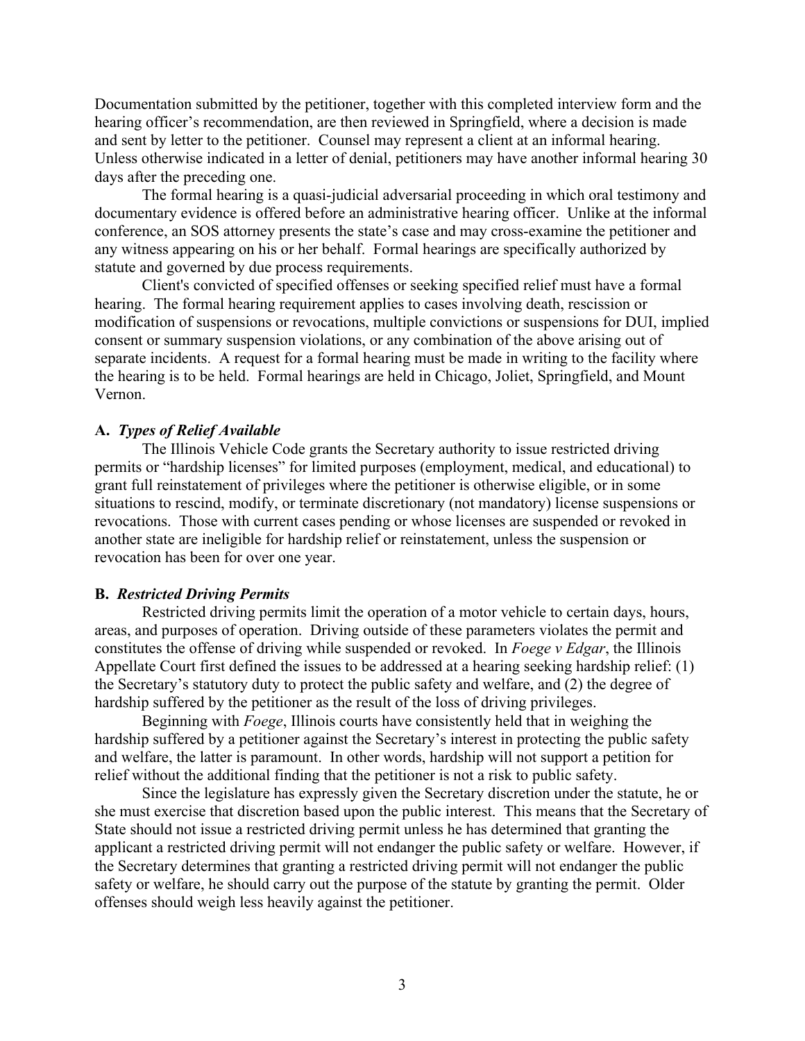Documentation submitted by the petitioner, together with this completed interview form and the hearing officer's recommendation, are then reviewed in Springfield, where a decision is made and sent by letter to the petitioner. Counsel may represent a client at an informal hearing. Unless otherwise indicated in a letter of denial, petitioners may have another informal hearing 30 days after the preceding one.

The formal hearing is a quasi-judicial adversarial proceeding in which oral testimony and documentary evidence is offered before an administrative hearing officer. Unlike at the informal conference, an SOS attorney presents the state's case and may cross-examine the petitioner and any witness appearing on his or her behalf. Formal hearings are specifically authorized by statute and governed by due process requirements.

Client's convicted of specified offenses or seeking specified relief must have a formal hearing. The formal hearing requirement applies to cases involving death, rescission or modification of suspensions or revocations, multiple convictions or suspensions for DUI, implied consent or summary suspension violations, or any combination of the above arising out of separate incidents. A request for a formal hearing must be made in writing to the facility where the hearing is to be held. Formal hearings are held in Chicago, Joliet, Springfield, and Mount Vernon.

**A.** ***Types of Relief Available***

The Illinois Vehicle Code grants the Secretary authority to issue restricted driving permits or "hardship licenses" for limited purposes (employment, medical, and educational) to grant full reinstatement of privileges where the petitioner is otherwise eligible, or in some situations to rescind, modify, or terminate discretionary (not mandatory) license suspensions or revocations. Those with current cases pending or whose licenses are suspended or revoked in another state are ineligible for hardship relief or reinstatement, unless the suspension or revocation has been for over one year.

**B.** ***Restricted Driving Permits***

Restricted driving permits limit the operation of a motor vehicle to certain days, hours, areas, and purposes of operation. Driving outside of these parameters violates the permit and constitutes the offense of driving while suspended or revoked. In *Foege v Edgar*, the Illinois Appellate Court first defined the issues to be addressed at a hearing seeking hardship relief: (1) the Secretary's statutory duty to protect the public safety and welfare, and (2) the degree of hardship suffered by the petitioner as the result of the loss of driving privileges.

Beginning with *Foege*, Illinois courts have consistently held that in weighing the hardship suffered by a petitioner against the Secretary's interest in protecting the public safety and welfare, the latter is paramount. In other words, hardship will not support a petition for relief without the additional finding that the petitioner is not a risk to public safety.

Since the legislature has expressly given the Secretary discretion under the statute, he or she must exercise that discretion based upon the public interest. This means that the Secretary of State should not issue a restricted driving permit unless he has determined that granting the applicant a restricted driving permit will not endanger the public safety or welfare. However, if the Secretary determines that granting a restricted driving permit will not endanger the public safety or welfare, he should carry out the purpose of the statute by granting the permit. Older offenses should weigh less heavily against the petitioner.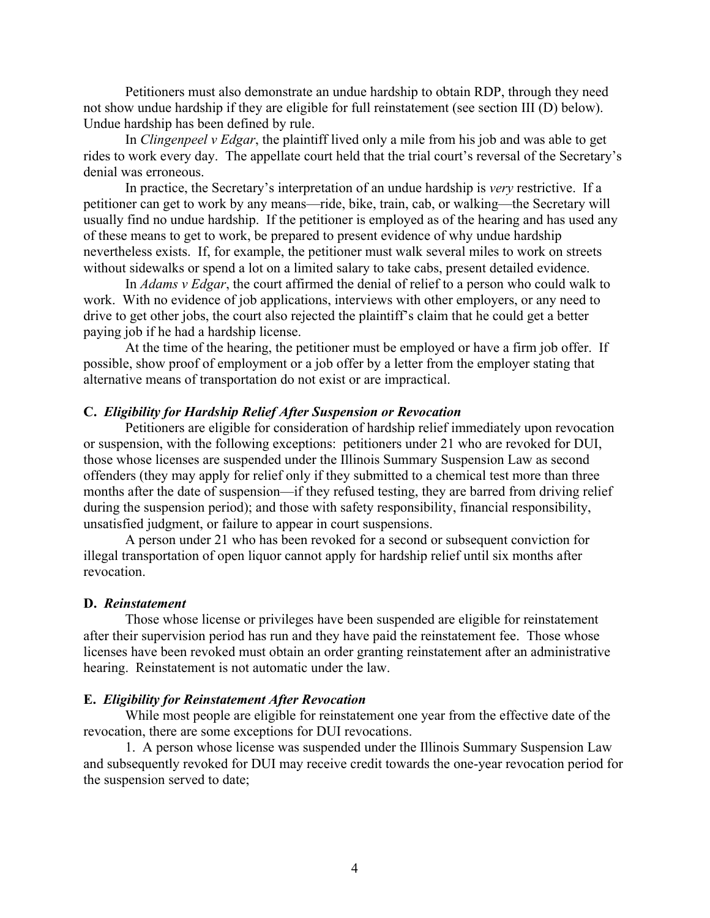Petitioners must also demonstrate an undue hardship to obtain RDP, through they need not show undue hardship if they are eligible for full reinstatement (see section III (D) below). Undue hardship has been defined by rule.

In *Clingenpeel v Edgar*, the plaintiff lived only a mile from his job and was able to get rides to work every day. The appellate court held that the trial court's reversal of the Secretary's denial was erroneous.

In practice, the Secretary's interpretation of an undue hardship is *very* restrictive. If a petitioner can get to work by any means—ride, bike, train, cab, or walking—the Secretary will usually find no undue hardship. If the petitioner is employed as of the hearing and has used any of these means to get to work, be prepared to present evidence of why undue hardship nevertheless exists. If, for example, the petitioner must walk several miles to work on streets without sidewalks or spend a lot on a limited salary to take cabs, present detailed evidence.

In *Adams v Edgar*, the court affirmed the denial of relief to a person who could walk to work. With no evidence of job applications, interviews with other employers, or any need to drive to get other jobs, the court also rejected the plaintiff's claim that he could get a better paying job if he had a hardship license.

At the time of the hearing, the petitioner must be employed or have a firm job offer. If possible, show proof of employment or a job offer by a letter from the employer stating that alternative means of transportation do not exist or are impractical.

### C. *Eligibility for Hardship Relief After Suspension or Revocation*

Petitioners are eligible for consideration of hardship relief immediately upon revocation or suspension, with the following exceptions: petitioners under 21 who are revoked for DUI, those whose licenses are suspended under the Illinois Summary Suspension Law as second offenders (they may apply for relief only if they submitted to a chemical test more than three months after the date of suspension—if they refused testing, they are barred from driving relief during the suspension period); and those with safety responsibility, financial responsibility, unsatisfied judgment, or failure to appear in court suspensions.

A person under 21 who has been revoked for a second or subsequent conviction for illegal transportation of open liquor cannot apply for hardship relief until six months after revocation.

### D. *Reinstatement*

Those whose license or privileges have been suspended are eligible for reinstatement after their supervision period has run and they have paid the reinstatement fee. Those whose licenses have been revoked must obtain an order granting reinstatement after an administrative hearing. Reinstatement is not automatic under the law.

### E. *Eligibility for Reinstatement After Revocation*

While most people are eligible for reinstatement one year from the effective date of the revocation, there are some exceptions for DUI revocations.

1. A person whose license was suspended under the Illinois Summary Suspension Law and subsequently revoked for DUI may receive credit towards the one-year revocation period for the suspension served to date;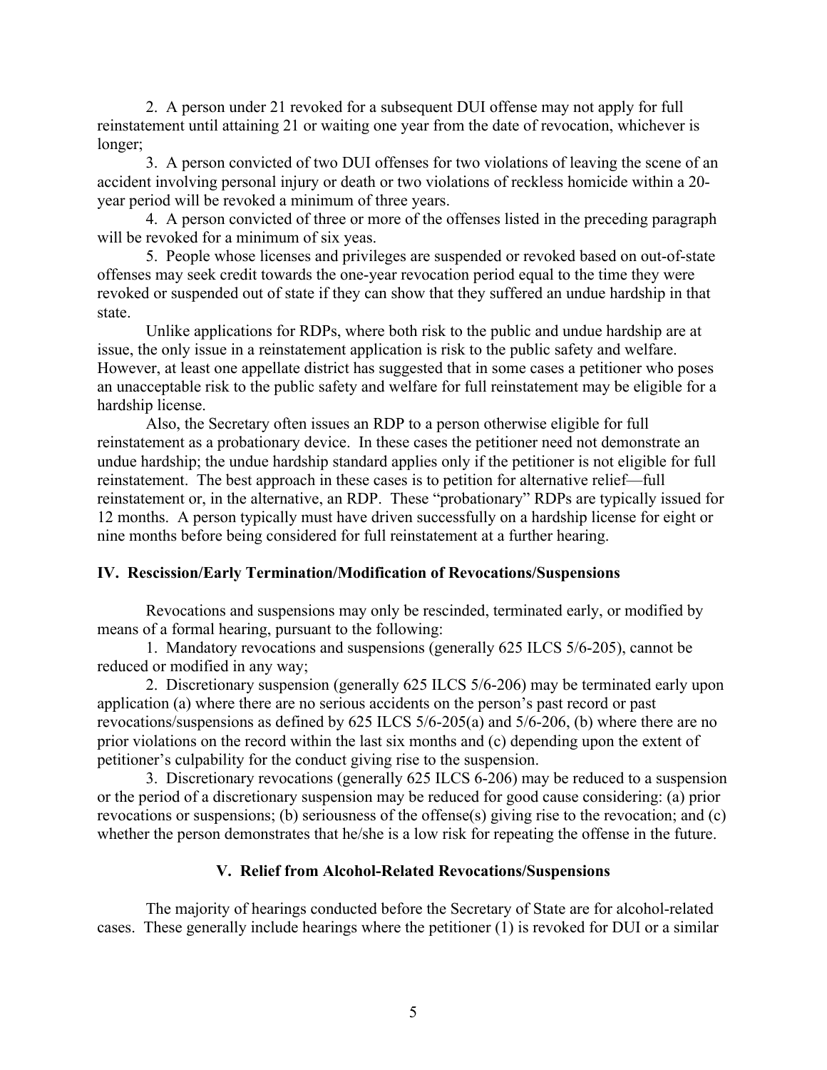2. A person under 21 revoked for a subsequent DUI offense may not apply for full reinstatement until attaining 21 or waiting one year from the date of revocation, whichever is longer;

3. A person convicted of two DUI offenses for two violations of leaving the scene of an accident involving personal injury or death or two violations of reckless homicide within a 20-year period will be revoked a minimum of three years.

4. A person convicted of three or more of the offenses listed in the preceding paragraph will be revoked for a minimum of six yeas.

5. People whose licenses and privileges are suspended or revoked based on out-of-state offenses may seek credit towards the one-year revocation period equal to the time they were revoked or suspended out of state if they can show that they suffered an undue hardship in that state.

Unlike applications for RDPs, where both risk to the public and undue hardship are at issue, the only issue in a reinstatement application is risk to the public safety and welfare. However, at least one appellate district has suggested that in some cases a petitioner who poses an unacceptable risk to the public safety and welfare for full reinstatement may be eligible for a hardship license.

Also, the Secretary often issues an RDP to a person otherwise eligible for full reinstatement as a probationary device. In these cases the petitioner need not demonstrate an undue hardship; the undue hardship standard applies only if the petitioner is not eligible for full reinstatement. The best approach in these cases is to petition for alternative relief—full reinstatement or, in the alternative, an RDP. These "probationary" RDPs are typically issued for 12 months. A person typically must have driven successfully on a hardship license for eight or nine months before being considered for full reinstatement at a further hearing.

## IV. Rescission/Early Termination/Modification of Revocations/Suspensions

Revocations and suspensions may only be rescinded, terminated early, or modified by means of a formal hearing, pursuant to the following:

1. Mandatory revocations and suspensions (generally 625 ILCS 5/6-205), cannot be reduced or modified in any way;

2. Discretionary suspension (generally 625 ILCS 5/6-206) may be terminated early upon application (a) where there are no serious accidents on the person's past record or past revocations/suspensions as defined by 625 ILCS 5/6-205(a) and 5/6-206, (b) where there are no prior violations on the record within the last six months and (c) depending upon the extent of petitioner's culpability for the conduct giving rise to the suspension.

3. Discretionary revocations (generally 625 ILCS 6-206) may be reduced to a suspension or the period of a discretionary suspension may be reduced for good cause considering: (a) prior revocations or suspensions; (b) seriousness of the offense(s) giving rise to the revocation; and (c) whether the person demonstrates that he/she is a low risk for repeating the offense in the future.

## V. Relief from Alcohol-Related Revocations/Suspensions

The majority of hearings conducted before the Secretary of State are for alcohol-related cases. These generally include hearings where the petitioner (1) is revoked for DUI or a similar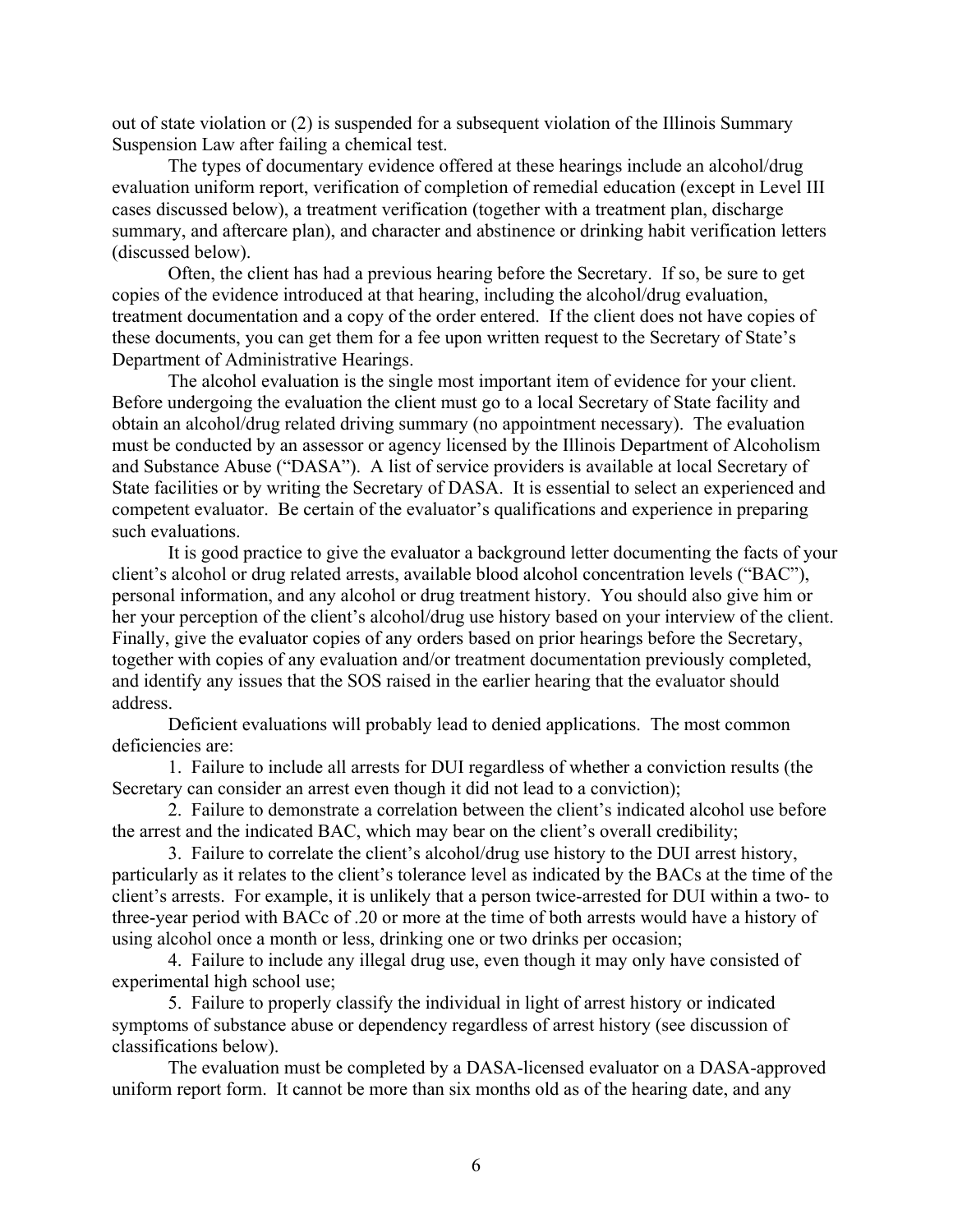out of state violation or (2) is suspended for a subsequent violation of the Illinois Summary Suspension Law after failing a chemical test.

The types of documentary evidence offered at these hearings include an alcohol/drug evaluation uniform report, verification of completion of remedial education (except in Level III cases discussed below), a treatment verification (together with a treatment plan, discharge summary, and aftercare plan), and character and abstinence or drinking habit verification letters (discussed below).

Often, the client has had a previous hearing before the Secretary. If so, be sure to get copies of the evidence introduced at that hearing, including the alcohol/drug evaluation, treatment documentation and a copy of the order entered. If the client does not have copies of these documents, you can get them for a fee upon written request to the Secretary of State's Department of Administrative Hearings.

The alcohol evaluation is the single most important item of evidence for your client. Before undergoing the evaluation the client must go to a local Secretary of State facility and obtain an alcohol/drug related driving summary (no appointment necessary). The evaluation must be conducted by an assessor or agency licensed by the Illinois Department of Alcoholism and Substance Abuse ("DASA"). A list of service providers is available at local Secretary of State facilities or by writing the Secretary of DASA. It is essential to select an experienced and competent evaluator. Be certain of the evaluator's qualifications and experience in preparing such evaluations.

It is good practice to give the evaluator a background letter documenting the facts of your client's alcohol or drug related arrests, available blood alcohol concentration levels ("BAC"), personal information, and any alcohol or drug treatment history. You should also give him or her your perception of the client's alcohol/drug use history based on your interview of the client. Finally, give the evaluator copies of any orders based on prior hearings before the Secretary, together with copies of any evaluation and/or treatment documentation previously completed, and identify any issues that the SOS raised in the earlier hearing that the evaluator should address.

Deficient evaluations will probably lead to denied applications. The most common deficiencies are:

1. Failure to include all arrests for DUI regardless of whether a conviction results (the Secretary can consider an arrest even though it did not lead to a conviction);

2. Failure to demonstrate a correlation between the client's indicated alcohol use before the arrest and the indicated BAC, which may bear on the client's overall credibility;

3. Failure to correlate the client's alcohol/drug use history to the DUI arrest history, particularly as it relates to the client's tolerance level as indicated by the BACs at the time of the client's arrests. For example, it is unlikely that a person twice-arrested for DUI within a two- to three-year period with BACc of .20 or more at the time of both arrests would have a history of using alcohol once a month or less, drinking one or two drinks per occasion;

4. Failure to include any illegal drug use, even though it may only have consisted of experimental high school use;

5. Failure to properly classify the individual in light of arrest history or indicated symptoms of substance abuse or dependency regardless of arrest history (see discussion of classifications below).

The evaluation must be completed by a DASA-licensed evaluator on a DASA-approved uniform report form. It cannot be more than six months old as of the hearing date, and any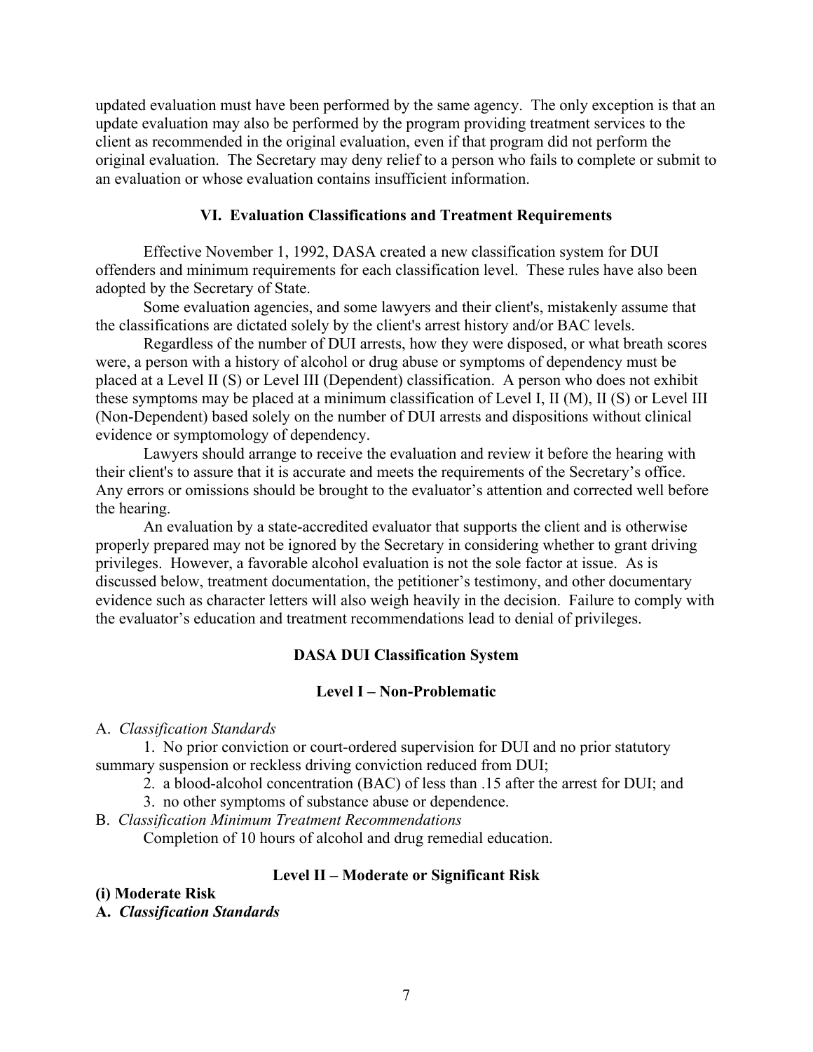updated evaluation must have been performed by the same agency. The only exception is that an update evaluation may also be performed by the program providing treatment services to the client as recommended in the original evaluation, even if that program did not perform the original evaluation. The Secretary may deny relief to a person who fails to complete or submit to an evaluation or whose evaluation contains insufficient information.

## VI. Evaluation Classifications and Treatment Requirements

Effective November 1, 1992, DASA created a new classification system for DUI offenders and minimum requirements for each classification level. These rules have also been adopted by the Secretary of State.

Some evaluation agencies, and some lawyers and their client's, mistakenly assume that the classifications are dictated solely by the client's arrest history and/or BAC levels.

Regardless of the number of DUI arrests, how they were disposed, or what breath scores were, a person with a history of alcohol or drug abuse or symptoms of dependency must be placed at a Level II (S) or Level III (Dependent) classification. A person who does not exhibit these symptoms may be placed at a minimum classification of Level I, II (M), II (S) or Level III (Non-Dependent) based solely on the number of DUI arrests and dispositions without clinical evidence or symptomology of dependency.

Lawyers should arrange to receive the evaluation and review it before the hearing with their client's to assure that it is accurate and meets the requirements of the Secretary's office. Any errors or omissions should be brought to the evaluator's attention and corrected well before the hearing.

An evaluation by a state-accredited evaluator that supports the client and is otherwise properly prepared may not be ignored by the Secretary in considering whether to grant driving privileges. However, a favorable alcohol evaluation is not the sole factor at issue. As is discussed below, treatment documentation, the petitioner's testimony, and other documentary evidence such as character letters will also weigh heavily in the decision. Failure to comply with the evaluator's education and treatment recommendations lead to denial of privileges.

### DASA DUI Classification System

#### Level I – Non-Problematic

A. *Classification Standards*

1. No prior conviction or court-ordered supervision for DUI and no prior statutory summary suspension or reckless driving conviction reduced from DUI;
2. a blood-alcohol concentration (BAC) of less than .15 after the arrest for DUI; and
3. no other symptoms of substance abuse or dependence.

B. *Classification Minimum Treatment Recommendations*

Completion of 10 hours of alcohol and drug remedial education.

#### Level II – Moderate or Significant Risk

**(i) Moderate Risk**

**A. *Classification Standards***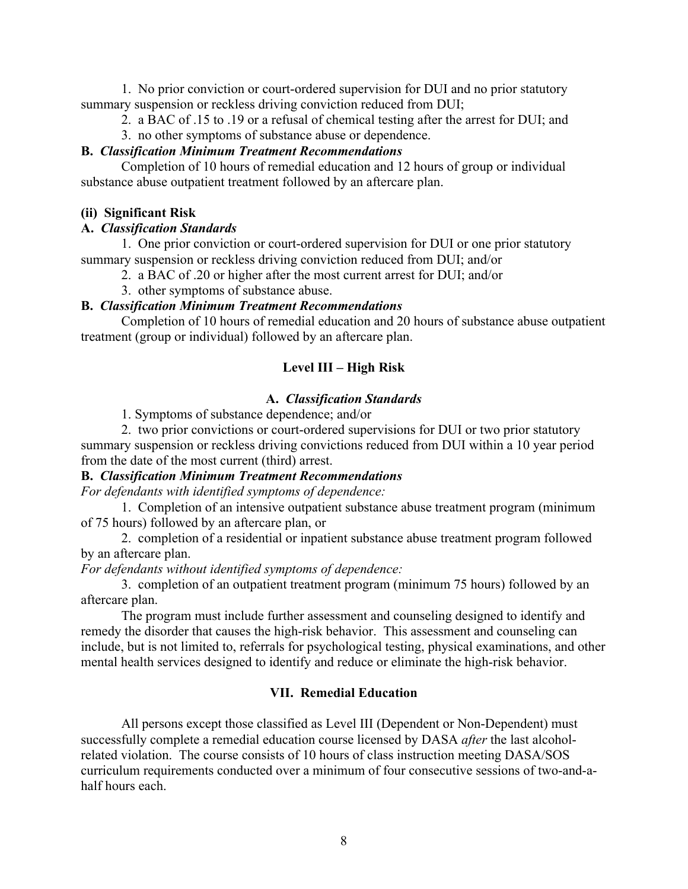1. No prior conviction or court-ordered supervision for DUI and no prior statutory summary suspension or reckless driving conviction reduced from DUI;

2. a BAC of .15 to .19 or a refusal of chemical testing after the arrest for DUI; and

3. no other symptoms of substance abuse or dependence.

**B.** ***Classification Minimum Treatment Recommendations***

Completion of 10 hours of remedial education and 12 hours of group or individual substance abuse outpatient treatment followed by an aftercare plan.

**(ii) Significant Risk**

**A.** ***Classification Standards***

1. One prior conviction or court-ordered supervision for DUI or one prior statutory summary suspension or reckless driving conviction reduced from DUI; and/or

2. a BAC of .20 or higher after the most current arrest for DUI; and/or

3. other symptoms of substance abuse.

**B.** ***Classification Minimum Treatment Recommendations***

Completion of 10 hours of remedial education and 20 hours of substance abuse outpatient treatment (group or individual) followed by an aftercare plan.

**Level III – High Risk**

**A.** ***Classification Standards***

1. Symptoms of substance dependence; and/or

2. two prior convictions or court-ordered supervisions for DUI or two prior statutory summary suspension or reckless driving convictions reduced from DUI within a 10 year period from the date of the most current (third) arrest.

**B.** ***Classification Minimum Treatment Recommendations***

*For defendants with identified symptoms of dependence:*

1. Completion of an intensive outpatient substance abuse treatment program (minimum of 75 hours) followed by an aftercare plan, or

2. completion of a residential or inpatient substance abuse treatment program followed by an aftercare plan.

*For defendants without identified symptoms of dependence:*

3. completion of an outpatient treatment program (minimum 75 hours) followed by an aftercare plan.

The program must include further assessment and counseling designed to identify and remedy the disorder that causes the high-risk behavior. This assessment and counseling can include, but is not limited to, referrals for psychological testing, physical examinations, and other mental health services designed to identify and reduce or eliminate the high-risk behavior.

## VII. Remedial Education

All persons except those classified as Level III (Dependent or Non-Dependent) must successfully complete a remedial education course licensed by DASA *after* the last alcohol-related violation. The course consists of 10 hours of class instruction meeting DASA/SOS curriculum requirements conducted over a minimum of four consecutive sessions of two-and-a-half hours each.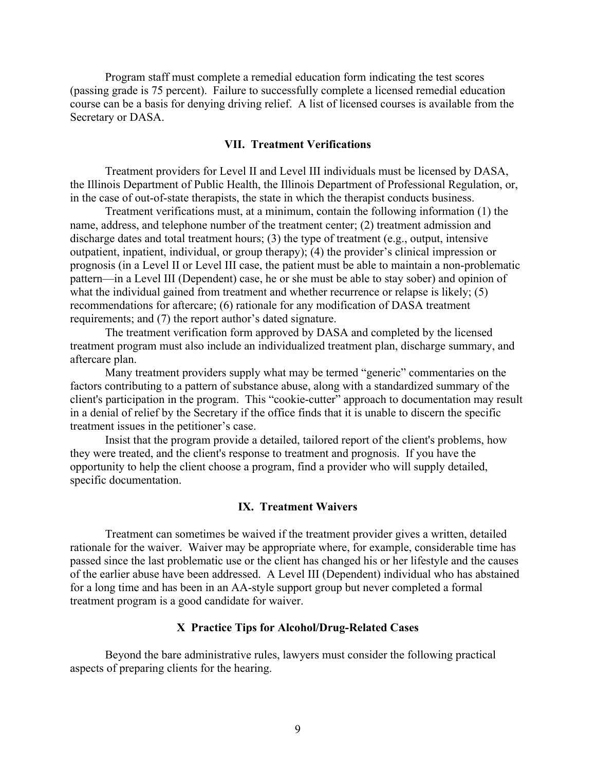Program staff must complete a remedial education form indicating the test scores (passing grade is 75 percent). Failure to successfully complete a licensed remedial education course can be a basis for denying driving relief. A list of licensed courses is available from the Secretary or DASA.

## VII. Treatment Verifications

Treatment providers for Level II and Level III individuals must be licensed by DASA, the Illinois Department of Public Health, the Illinois Department of Professional Regulation, or, in the case of out-of-state therapists, the state in which the therapist conducts business.

Treatment verifications must, at a minimum, contain the following information (1) the name, address, and telephone number of the treatment center; (2) treatment admission and discharge dates and total treatment hours; (3) the type of treatment (e.g., output, intensive outpatient, inpatient, individual, or group therapy); (4) the provider's clinical impression or prognosis (in a Level II or Level III case, the patient must be able to maintain a non-problematic pattern—in a Level III (Dependent) case, he or she must be able to stay sober) and opinion of what the individual gained from treatment and whether recurrence or relapse is likely; (5) recommendations for aftercare; (6) rationale for any modification of DASA treatment requirements; and (7) the report author's dated signature.

The treatment verification form approved by DASA and completed by the licensed treatment program must also include an individualized treatment plan, discharge summary, and aftercare plan.

Many treatment providers supply what may be termed "generic" commentaries on the factors contributing to a pattern of substance abuse, along with a standardized summary of the client's participation in the program. This "cookie-cutter" approach to documentation may result in a denial of relief by the Secretary if the office finds that it is unable to discern the specific treatment issues in the petitioner's case.

Insist that the program provide a detailed, tailored report of the client's problems, how they were treated, and the client's response to treatment and prognosis. If you have the opportunity to help the client choose a program, find a provider who will supply detailed, specific documentation.

## IX. Treatment Waivers

Treatment can sometimes be waived if the treatment provider gives a written, detailed rationale for the waiver. Waiver may be appropriate where, for example, considerable time has passed since the last problematic use or the client has changed his or her lifestyle and the causes of the earlier abuse have been addressed. A Level III (Dependent) individual who has abstained for a long time and has been in an AA-style support group but never completed a formal treatment program is a good candidate for waiver.

## X Practice Tips for Alcohol/Drug-Related Cases

Beyond the bare administrative rules, lawyers must consider the following practical aspects of preparing clients for the hearing.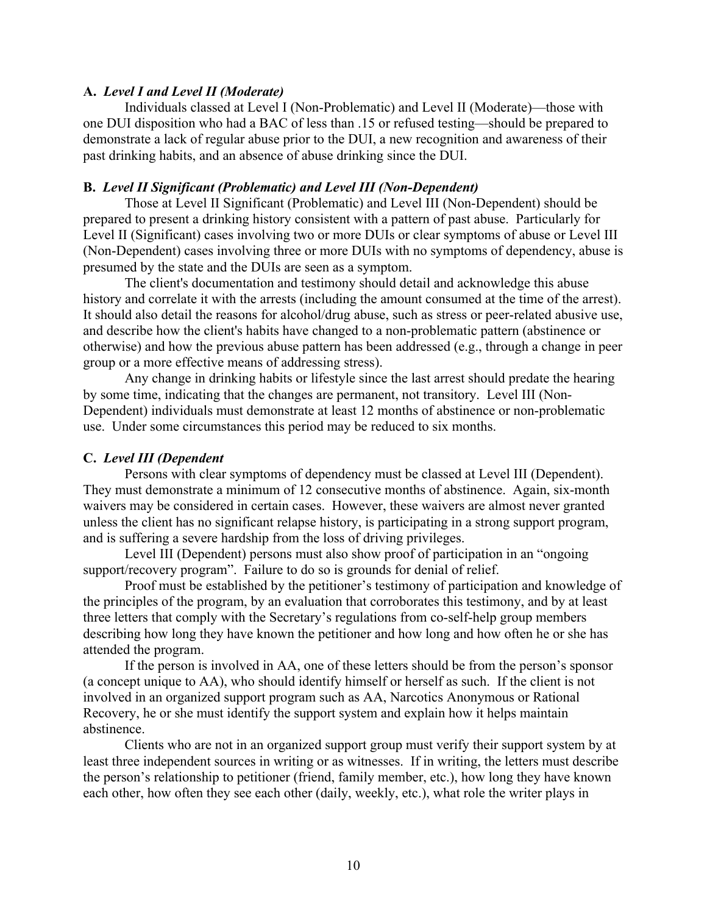**A.** ***Level I and Level II (Moderate)***

Individuals classed at Level I (Non-Problematic) and Level II (Moderate)—those with one DUI disposition who had a BAC of less than .15 or refused testing—should be prepared to demonstrate a lack of regular abuse prior to the DUI, a new recognition and awareness of their past drinking habits, and an absence of abuse drinking since the DUI.

**B.** ***Level II Significant (Problematic) and Level III (Non-Dependent)***

Those at Level II Significant (Problematic) and Level III (Non-Dependent) should be prepared to present a drinking history consistent with a pattern of past abuse. Particularly for Level II (Significant) cases involving two or more DUIs or clear symptoms of abuse or Level III (Non-Dependent) cases involving three or more DUIs with no symptoms of dependency, abuse is presumed by the state and the DUIs are seen as a symptom.

The client's documentation and testimony should detail and acknowledge this abuse history and correlate it with the arrests (including the amount consumed at the time of the arrest). It should also detail the reasons for alcohol/drug abuse, such as stress or peer-related abusive use, and describe how the client's habits have changed to a non-problematic pattern (abstinence or otherwise) and how the previous abuse pattern has been addressed (e.g., through a change in peer group or a more effective means of addressing stress).

Any change in drinking habits or lifestyle since the last arrest should predate the hearing by some time, indicating that the changes are permanent, not transitory. Level III (Non-Dependent) individuals must demonstrate at least 12 months of abstinence or non-problematic use. Under some circumstances this period may be reduced to six months.

**C.** ***Level III (Dependent***

Persons with clear symptoms of dependency must be classed at Level III (Dependent). They must demonstrate a minimum of 12 consecutive months of abstinence. Again, six-month waivers may be considered in certain cases. However, these waivers are almost never granted unless the client has no significant relapse history, is participating in a strong support program, and is suffering a severe hardship from the loss of driving privileges.

Level III (Dependent) persons must also show proof of participation in an "ongoing support/recovery program". Failure to do so is grounds for denial of relief.

Proof must be established by the petitioner's testimony of participation and knowledge of the principles of the program, by an evaluation that corroborates this testimony, and by at least three letters that comply with the Secretary's regulations from co-self-help group members describing how long they have known the petitioner and how long and how often he or she has attended the program.

If the person is involved in AA, one of these letters should be from the person's sponsor (a concept unique to AA), who should identify himself or herself as such. If the client is not involved in an organized support program such as AA, Narcotics Anonymous or Rational Recovery, he or she must identify the support system and explain how it helps maintain abstinence.

Clients who are not in an organized support group must verify their support system by at least three independent sources in writing or as witnesses. If in writing, the letters must describe the person's relationship to petitioner (friend, family member, etc.), how long they have known each other, how often they see each other (daily, weekly, etc.), what role the writer plays in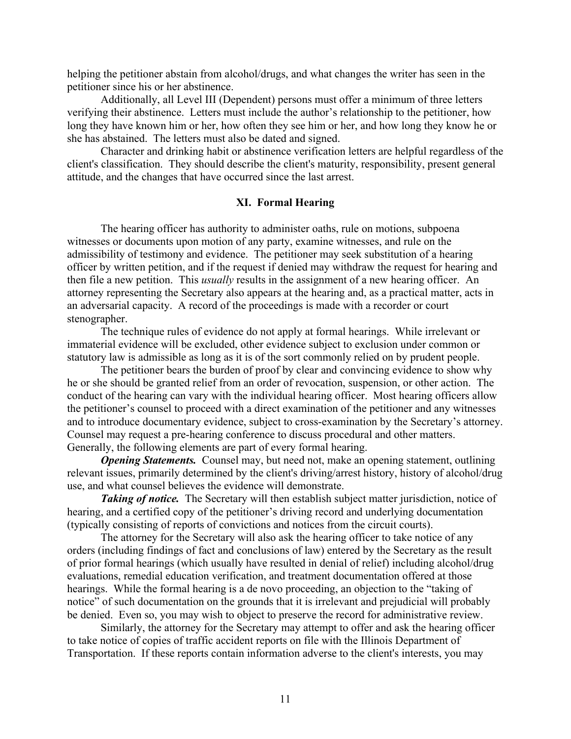helping the petitioner abstain from alcohol/drugs, and what changes the writer has seen in the petitioner since his or her abstinence.

Additionally, all Level III (Dependent) persons must offer a minimum of three letters verifying their abstinence. Letters must include the author's relationship to the petitioner, how long they have known him or her, how often they see him or her, and how long they know he or she has abstained. The letters must also be dated and signed.

Character and drinking habit or abstinence verification letters are helpful regardless of the client's classification. They should describe the client's maturity, responsibility, present general attitude, and the changes that have occurred since the last arrest.

## XI. Formal Hearing

The hearing officer has authority to administer oaths, rule on motions, subpoena witnesses or documents upon motion of any party, examine witnesses, and rule on the admissibility of testimony and evidence. The petitioner may seek substitution of a hearing officer by written petition, and if the request if denied may withdraw the request for hearing and then file a new petition. This *usually* results in the assignment of a new hearing officer. An attorney representing the Secretary also appears at the hearing and, as a practical matter, acts in an adversarial capacity. A record of the proceedings is made with a recorder or court stenographer.

The technique rules of evidence do not apply at formal hearings. While irrelevant or immaterial evidence will be excluded, other evidence subject to exclusion under common or statutory law is admissible as long as it is of the sort commonly relied on by prudent people.

The petitioner bears the burden of proof by clear and convincing evidence to show why he or she should be granted relief from an order of revocation, suspension, or other action. The conduct of the hearing can vary with the individual hearing officer. Most hearing officers allow the petitioner's counsel to proceed with a direct examination of the petitioner and any witnesses and to introduce documentary evidence, subject to cross-examination by the Secretary's attorney. Counsel may request a pre-hearing conference to discuss procedural and other matters. Generally, the following elements are part of every formal hearing.

***Opening Statements.*** Counsel may, but need not, make an opening statement, outlining relevant issues, primarily determined by the client's driving/arrest history, history of alcohol/drug use, and what counsel believes the evidence will demonstrate.

***Taking of notice.*** The Secretary will then establish subject matter jurisdiction, notice of hearing, and a certified copy of the petitioner's driving record and underlying documentation (typically consisting of reports of convictions and notices from the circuit courts).

The attorney for the Secretary will also ask the hearing officer to take notice of any orders (including findings of fact and conclusions of law) entered by the Secretary as the result of prior formal hearings (which usually have resulted in denial of relief) including alcohol/drug evaluations, remedial education verification, and treatment documentation offered at those hearings. While the formal hearing is a de novo proceeding, an objection to the "taking of notice" of such documentation on the grounds that it is irrelevant and prejudicial will probably be denied. Even so, you may wish to object to preserve the record for administrative review.

Similarly, the attorney for the Secretary may attempt to offer and ask the hearing officer to take notice of copies of traffic accident reports on file with the Illinois Department of Transportation. If these reports contain information adverse to the client's interests, you may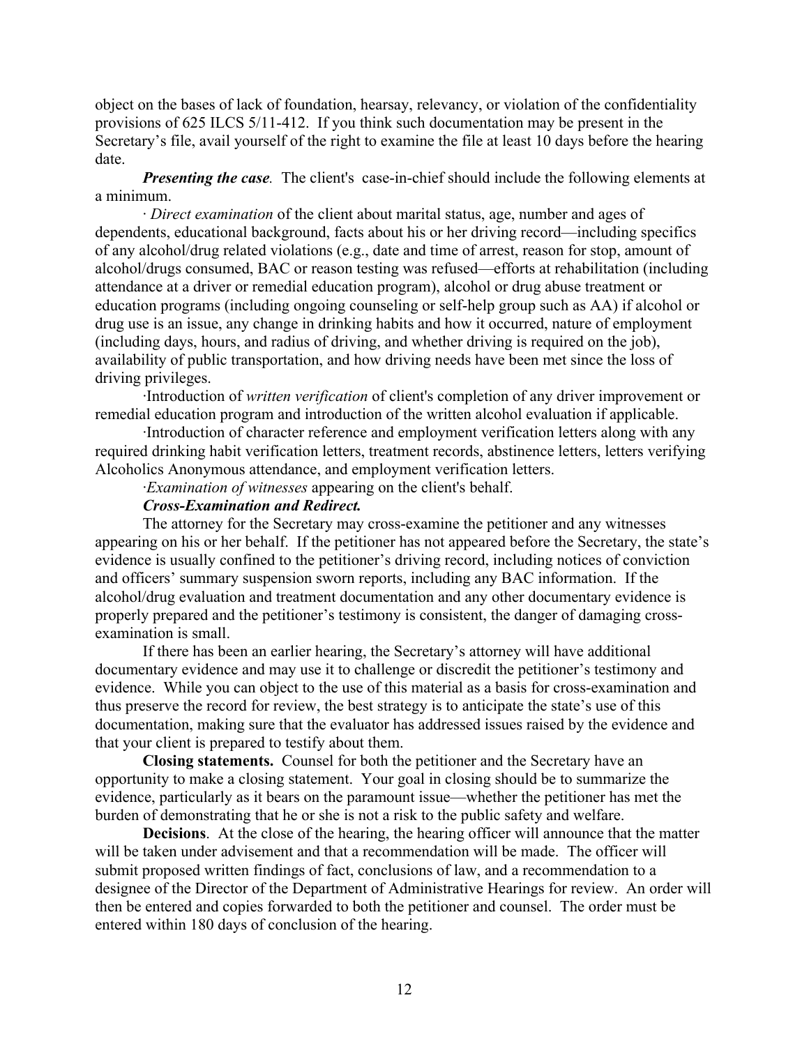object on the bases of lack of foundation, hearsay, relevancy, or violation of the confidentiality provisions of 625 ILCS 5/11-412. If you think such documentation may be present in the Secretary's file, avail yourself of the right to examine the file at least 10 days before the hearing date.

***Presenting the case.*** The client's case-in-chief should include the following elements at a minimum.

· *Direct examination* of the client about marital status, age, number and ages of dependents, educational background, facts about his or her driving record—including specifics of any alcohol/drug related violations (e.g., date and time of arrest, reason for stop, amount of alcohol/drugs consumed, BAC or reason testing was refused—efforts at rehabilitation (including attendance at a driver or remedial education program), alcohol or drug abuse treatment or education programs (including ongoing counseling or self-help group such as AA) if alcohol or drug use is an issue, any change in drinking habits and how it occurred, nature of employment (including days, hours, and radius of driving, and whether driving is required on the job), availability of public transportation, and how driving needs have been met since the loss of driving privileges.

·Introduction of *written verification* of client's completion of any driver improvement or remedial education program and introduction of the written alcohol evaluation if applicable.

·Introduction of character reference and employment verification letters along with any required drinking habit verification letters, treatment records, abstinence letters, letters verifying Alcoholics Anonymous attendance, and employment verification letters.

·*Examination of witnesses* appearing on the client's behalf.

***Cross-Examination and Redirect.***

The attorney for the Secretary may cross-examine the petitioner and any witnesses appearing on his or her behalf. If the petitioner has not appeared before the Secretary, the state's evidence is usually confined to the petitioner's driving record, including notices of conviction and officers' summary suspension sworn reports, including any BAC information. If the alcohol/drug evaluation and treatment documentation and any other documentary evidence is properly prepared and the petitioner's testimony is consistent, the danger of damaging cross-examination is small.

If there has been an earlier hearing, the Secretary's attorney will have additional documentary evidence and may use it to challenge or discredit the petitioner's testimony and evidence. While you can object to the use of this material as a basis for cross-examination and thus preserve the record for review, the best strategy is to anticipate the state's use of this documentation, making sure that the evaluator has addressed issues raised by the evidence and that your client is prepared to testify about them.

**Closing statements.** Counsel for both the petitioner and the Secretary have an opportunity to make a closing statement. Your goal in closing should be to summarize the evidence, particularly as it bears on the paramount issue—whether the petitioner has met the burden of demonstrating that he or she is not a risk to the public safety and welfare.

**Decisions**. At the close of the hearing, the hearing officer will announce that the matter will be taken under advisement and that a recommendation will be made. The officer will submit proposed written findings of fact, conclusions of law, and a recommendation to a designee of the Director of the Department of Administrative Hearings for review. An order will then be entered and copies forwarded to both the petitioner and counsel. The order must be entered within 180 days of conclusion of the hearing.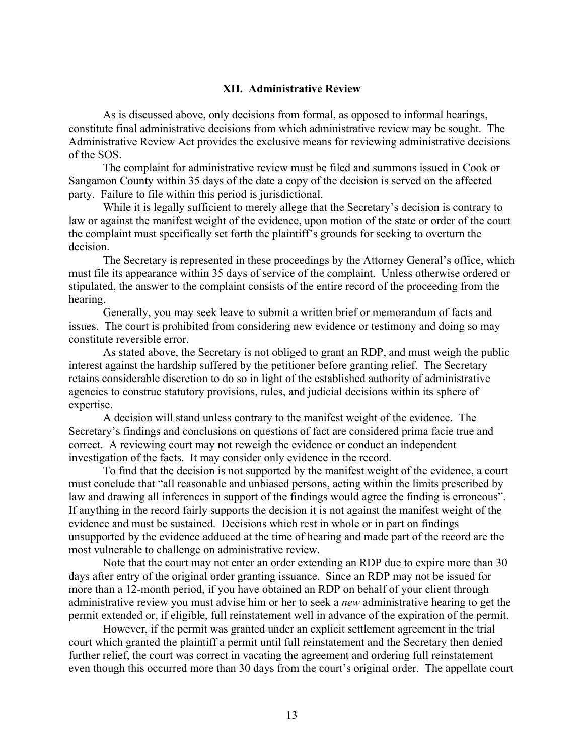## XII. Administrative Review

As is discussed above, only decisions from formal, as opposed to informal hearings, constitute final administrative decisions from which administrative review may be sought. The Administrative Review Act provides the exclusive means for reviewing administrative decisions of the SOS.

The complaint for administrative review must be filed and summons issued in Cook or Sangamon County within 35 days of the date a copy of the decision is served on the affected party. Failure to file within this period is jurisdictional.

While it is legally sufficient to merely allege that the Secretary's decision is contrary to law or against the manifest weight of the evidence, upon motion of the state or order of the court the complaint must specifically set forth the plaintiff's grounds for seeking to overturn the decision.

The Secretary is represented in these proceedings by the Attorney General's office, which must file its appearance within 35 days of service of the complaint. Unless otherwise ordered or stipulated, the answer to the complaint consists of the entire record of the proceeding from the hearing.

Generally, you may seek leave to submit a written brief or memorandum of facts and issues. The court is prohibited from considering new evidence or testimony and doing so may constitute reversible error.

As stated above, the Secretary is not obliged to grant an RDP, and must weigh the public interest against the hardship suffered by the petitioner before granting relief. The Secretary retains considerable discretion to do so in light of the established authority of administrative agencies to construe statutory provisions, rules, and judicial decisions within its sphere of expertise.

A decision will stand unless contrary to the manifest weight of the evidence. The Secretary's findings and conclusions on questions of fact are considered prima facie true and correct. A reviewing court may not reweigh the evidence or conduct an independent investigation of the facts. It may consider only evidence in the record.

To find that the decision is not supported by the manifest weight of the evidence, a court must conclude that "all reasonable and unbiased persons, acting within the limits prescribed by law and drawing all inferences in support of the findings would agree the finding is erroneous". If anything in the record fairly supports the decision it is not against the manifest weight of the evidence and must be sustained. Decisions which rest in whole or in part on findings unsupported by the evidence adduced at the time of hearing and made part of the record are the most vulnerable to challenge on administrative review.

Note that the court may not enter an order extending an RDP due to expire more than 30 days after entry of the original order granting issuance. Since an RDP may not be issued for more than a 12-month period, if you have obtained an RDP on behalf of your client through administrative review you must advise him or her to seek a *new* administrative hearing to get the permit extended or, if eligible, full reinstatement well in advance of the expiration of the permit.

However, if the permit was granted under an explicit settlement agreement in the trial court which granted the plaintiff a permit until full reinstatement and the Secretary then denied further relief, the court was correct in vacating the agreement and ordering full reinstatement even though this occurred more than 30 days from the court's original order. The appellate court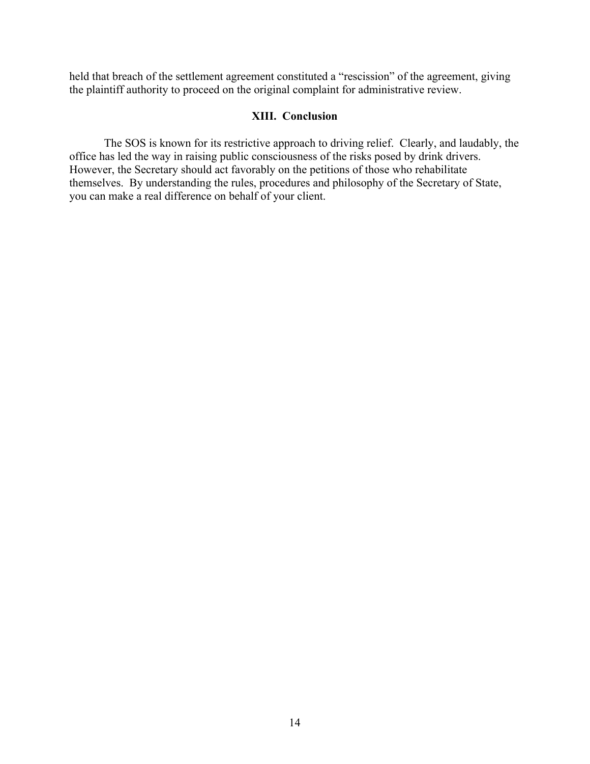held that breach of the settlement agreement constituted a "rescission" of the agreement, giving the plaintiff authority to proceed on the original complaint for administrative review.

## XIII. Conclusion

The SOS is known for its restrictive approach to driving relief. Clearly, and laudably, the office has led the way in raising public consciousness of the risks posed by drink drivers. However, the Secretary should act favorably on the petitions of those who rehabilitate themselves. By understanding the rules, procedures and philosophy of the Secretary of State, you can make a real difference on behalf of your client.